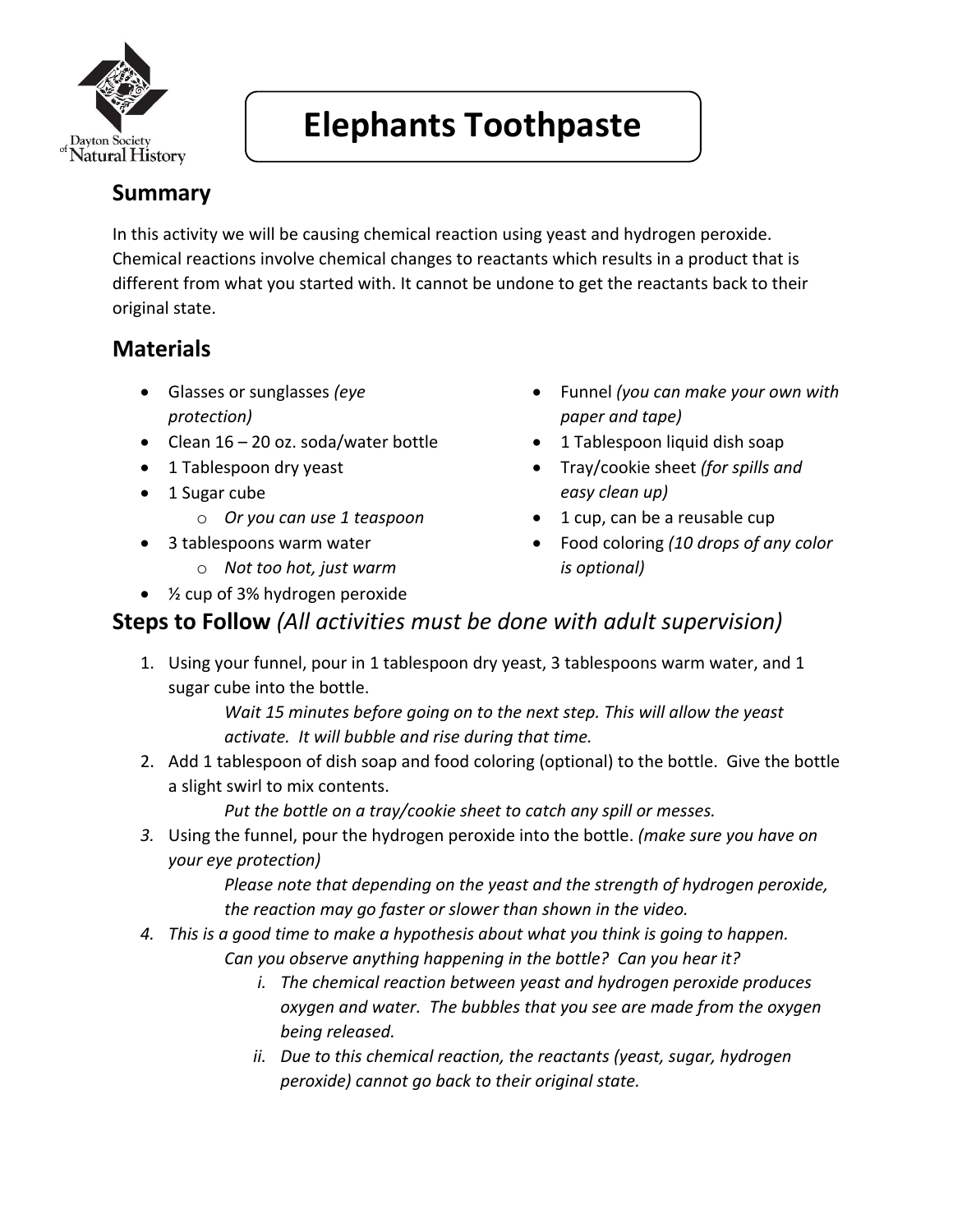# Elephants Toothpaste

## Summary

In this activity we will be causing chemical reaction using yeast and hydrogen peroxide. Chemical reactions involve chemical changes to reactants which results in a product that is different from what you started with. It cannot be undone to get the reactants back to their original state.

## Materials

- Glasses or sunglasses *(eye protection)*
- Clean 16 – 20 oz. soda/water bottle
- 1 Tablespoon dry yeast
- 1 Sugar cube
  - *Or you can use 1 teaspoon*
- 3 tablespoons warm water
  - *Not too hot, just warm*
- ½ cup of 3% hydrogen peroxide
- Funnel *(you can make your own with paper and tape)*
- 1 Tablespoon liquid dish soap
- Tray/cookie sheet *(for spills and easy clean up)*
- 1 cup, can be a reusable cup
- Food coloring *(10 drops of any color is optional)*

## Steps to Follow *(All activities must be done with adult supervision)*

1. Using your funnel, pour in 1 tablespoon dry yeast, 3 tablespoons warm water, and 1 sugar cube into the bottle.

   *Wait 15 minutes before going on to the next step. This will allow the yeast activate. It will bubble and rise during that time.*

2. Add 1 tablespoon of dish soap and food coloring (optional) to the bottle. Give the bottle a slight swirl to mix contents.

   *Put the bottle on a tray/cookie sheet to catch any spill or messes.*

3. Using the funnel, pour the hydrogen peroxide into the bottle. *(make sure you have on your eye protection)*

   *Please note that depending on the yeast and the strength of hydrogen peroxide, the reaction may go faster or slower than shown in the video.*

4. *This is a good time to make a hypothesis about what you think is going to happen.*

   *Can you observe anything happening in the bottle? Can you hear it?*

   i. *The chemical reaction between yeast and hydrogen peroxide produces oxygen and water. The bubbles that you see are made from the oxygen being released.*

   ii. *Due to this chemical reaction, the reactants (yeast, sugar, hydrogen peroxide) cannot go back to their original state.*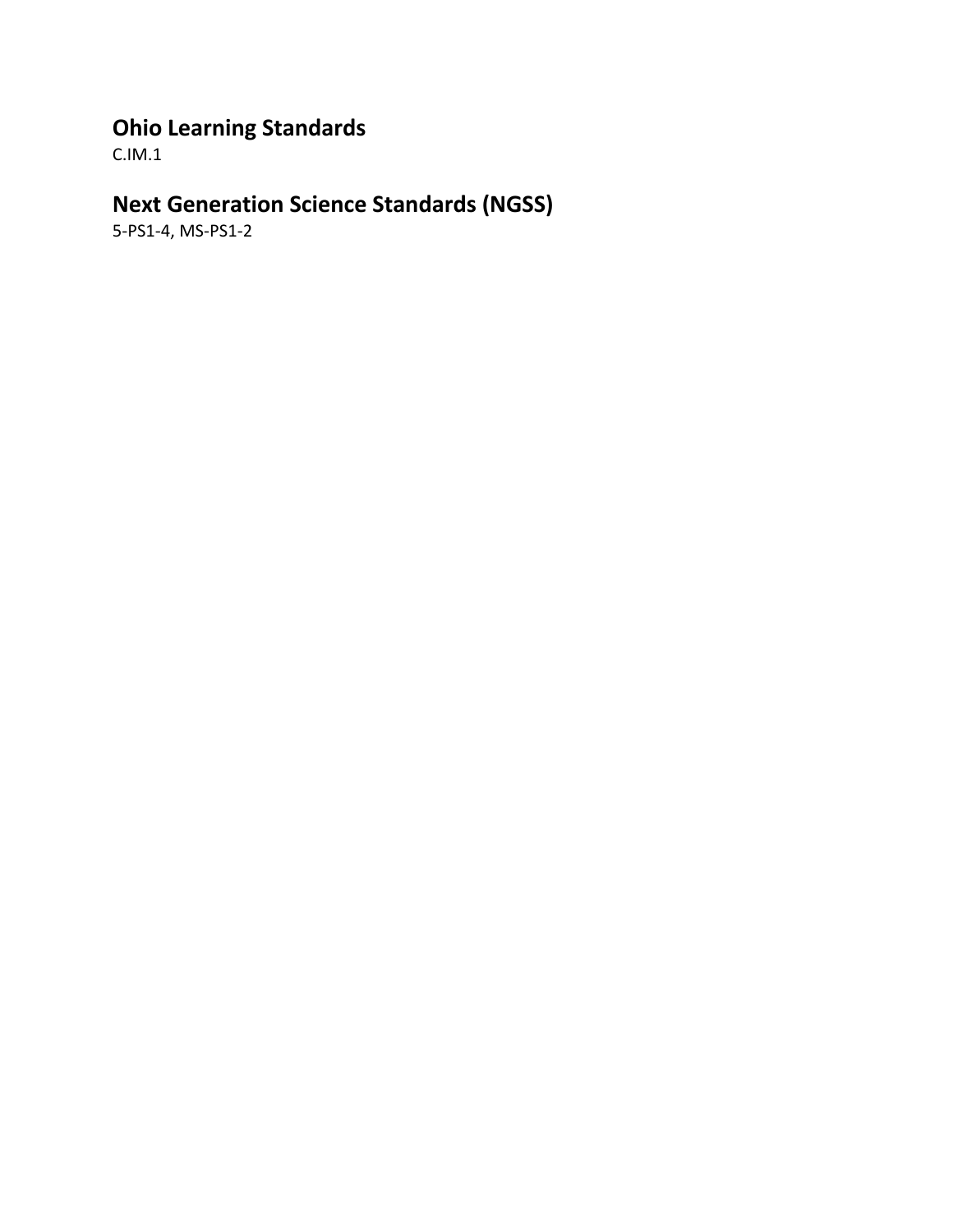## Ohio Learning Standards

C.IM.1

## Next Generation Science Standards (NGSS)

5-PS1-4, MS-PS1-2